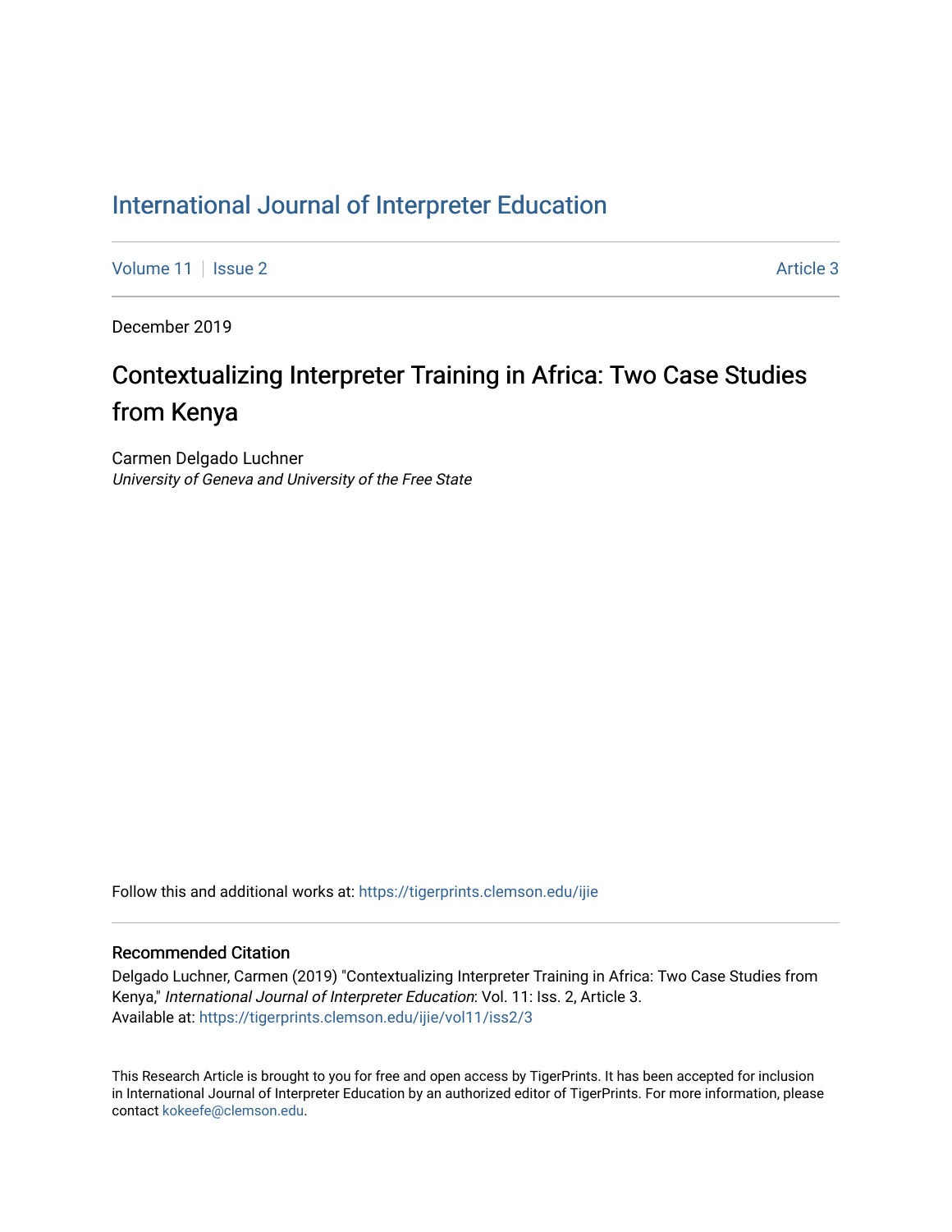# International Journal of Interpreter Education

Volume 11 | Issue 2 | Article 3

December 2019

## Contextualizing Interpreter Training in Africa: Two Case Studies from Kenya

Carmen Delgado Luchner
*University of Geneva and University of the Free State*

Follow this and additional works at: https://tigerprints.clemson.edu/ijie

### Recommended Citation

Delgado Luchner, Carmen (2019) "Contextualizing Interpreter Training in Africa: Two Case Studies from Kenya," *International Journal of Interpreter Education*: Vol. 11: Iss. 2, Article 3.
Available at: https://tigerprints.clemson.edu/ijie/vol11/iss2/3

This Research Article is brought to you for free and open access by TigerPrints. It has been accepted for inclusion in International Journal of Interpreter Education by an authorized editor of TigerPrints. For more information, please contact kokeefe@clemson.edu.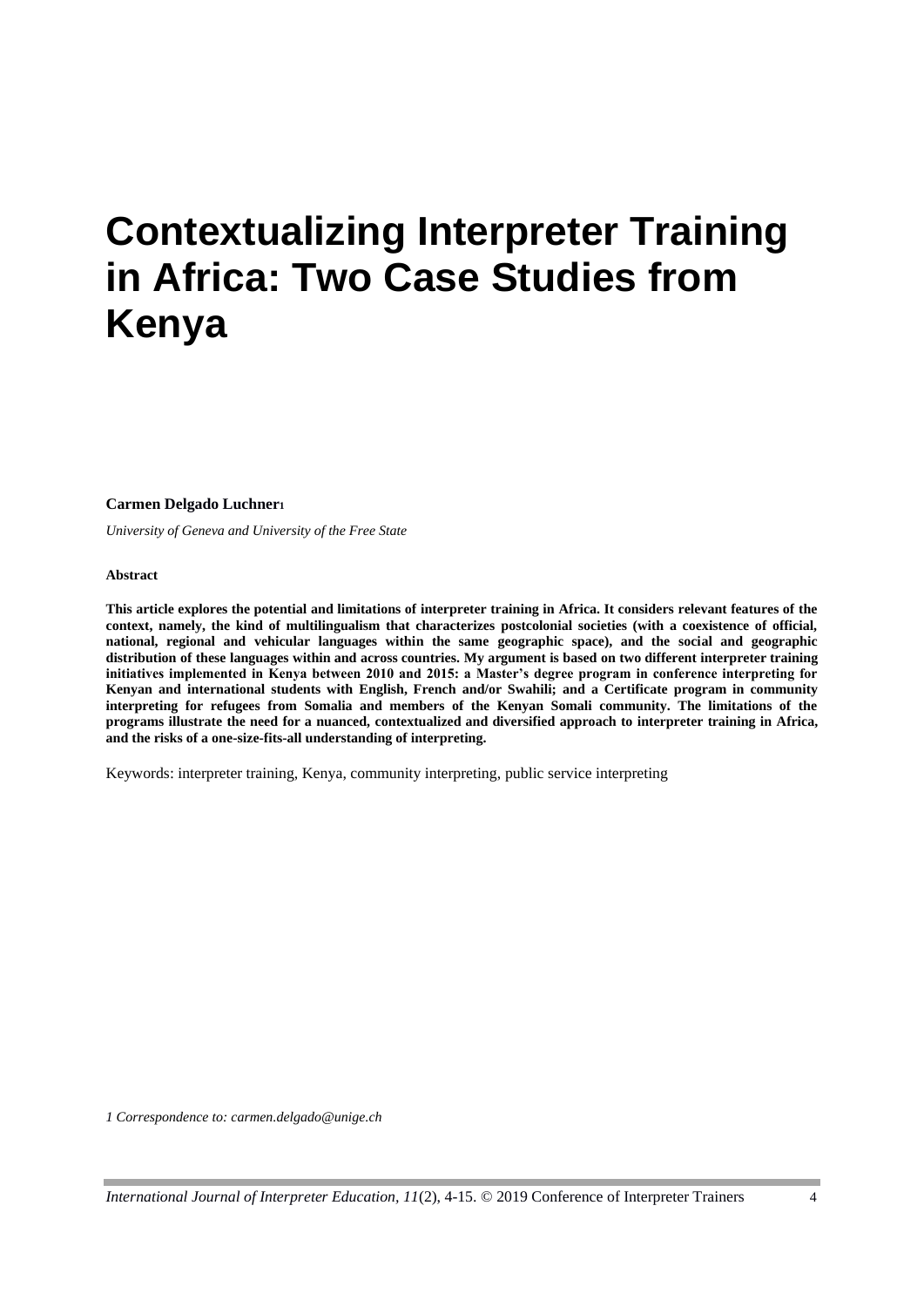# Contextualizing Interpreter Training in Africa: Two Case Studies from Kenya

**Carmen Delgado Luchner**[1]

*University of Geneva and University of the Free State*

**Abstract**

**This article explores the potential and limitations of interpreter training in Africa. It considers relevant features of the context, namely, the kind of multilingualism that characterizes postcolonial societies (with a coexistence of official, national, regional and vehicular languages within the same geographic space), and the social and geographic distribution of these languages within and across countries. My argument is based on two different interpreter training initiatives implemented in Kenya between 2010 and 2015: a Master's degree program in conference interpreting for Kenyan and international students with English, French and/or Swahili; and a Certificate program in community interpreting for refugees from Somalia and members of the Kenyan Somali community. The limitations of the programs illustrate the need for a nuanced, contextualized and diversified approach to interpreter training in Africa, and the risks of a one-size-fits-all understanding of interpreting.**

Keywords: interpreter training, Kenya, community interpreting, public service interpreting

*1 Correspondence to: carmen.delgado@unige.ch*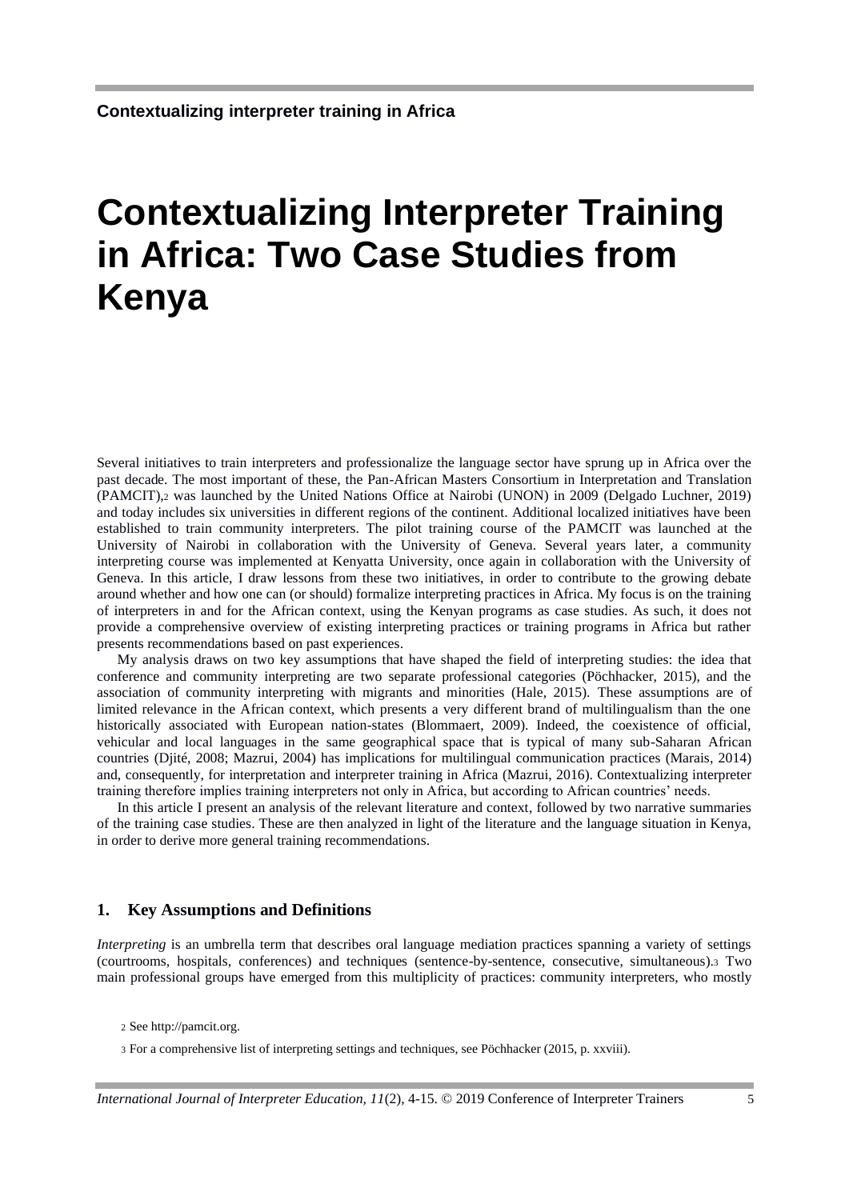# Contextualizing Interpreter Training in Africa: Two Case Studies from Kenya

Several initiatives to train interpreters and professionalize the language sector have sprung up in Africa over the past decade. The most important of these, the Pan-African Masters Consortium in Interpretation and Translation (PAMCIT),[2] was launched by the United Nations Office at Nairobi (UNON) in 2009 (Delgado Luchner, 2019) and today includes six universities in different regions of the continent. Additional localized initiatives have been established to train community interpreters. The pilot training course of the PAMCIT was launched at the University of Nairobi in collaboration with the University of Geneva. Several years later, a community interpreting course was implemented at Kenyatta University, once again in collaboration with the University of Geneva. In this article, I draw lessons from these two initiatives, in order to contribute to the growing debate around whether and how one can (or should) formalize interpreting practices in Africa. My focus is on the training of interpreters in and for the African context, using the Kenyan programs as case studies. As such, it does not provide a comprehensive overview of existing interpreting practices or training programs in Africa but rather presents recommendations based on past experiences.

My analysis draws on two key assumptions that have shaped the field of interpreting studies: the idea that conference and community interpreting are two separate professional categories (Pöchhacker, 2015), and the association of community interpreting with migrants and minorities (Hale, 2015). These assumptions are of limited relevance in the African context, which presents a very different brand of multilingualism than the one historically associated with European nation-states (Blommaert, 2009). Indeed, the coexistence of official, vehicular and local languages in the same geographical space that is typical of many sub-Saharan African countries (Djité, 2008; Mazrui, 2004) has implications for multilingual communication practices (Marais, 2014) and, consequently, for interpretation and interpreter training in Africa (Mazrui, 2016). Contextualizing interpreter training therefore implies training interpreters not only in Africa, but according to African countries' needs.

In this article I present an analysis of the relevant literature and context, followed by two narrative summaries of the training case studies. These are then analyzed in light of the literature and the language situation in Kenya, in order to derive more general training recommendations.

## 1. Key Assumptions and Definitions

*Interpreting* is an umbrella term that describes oral language mediation practices spanning a variety of settings (courtrooms, hospitals, conferences) and techniques (sentence-by-sentence, consecutive, simultaneous).[3] Two main professional groups have emerged from this multiplicity of practices: community interpreters, who mostly

[2] See http://pamcit.org.

[3] For a comprehensive list of interpreting settings and techniques, see Pöchhacker (2015, p. xxviii).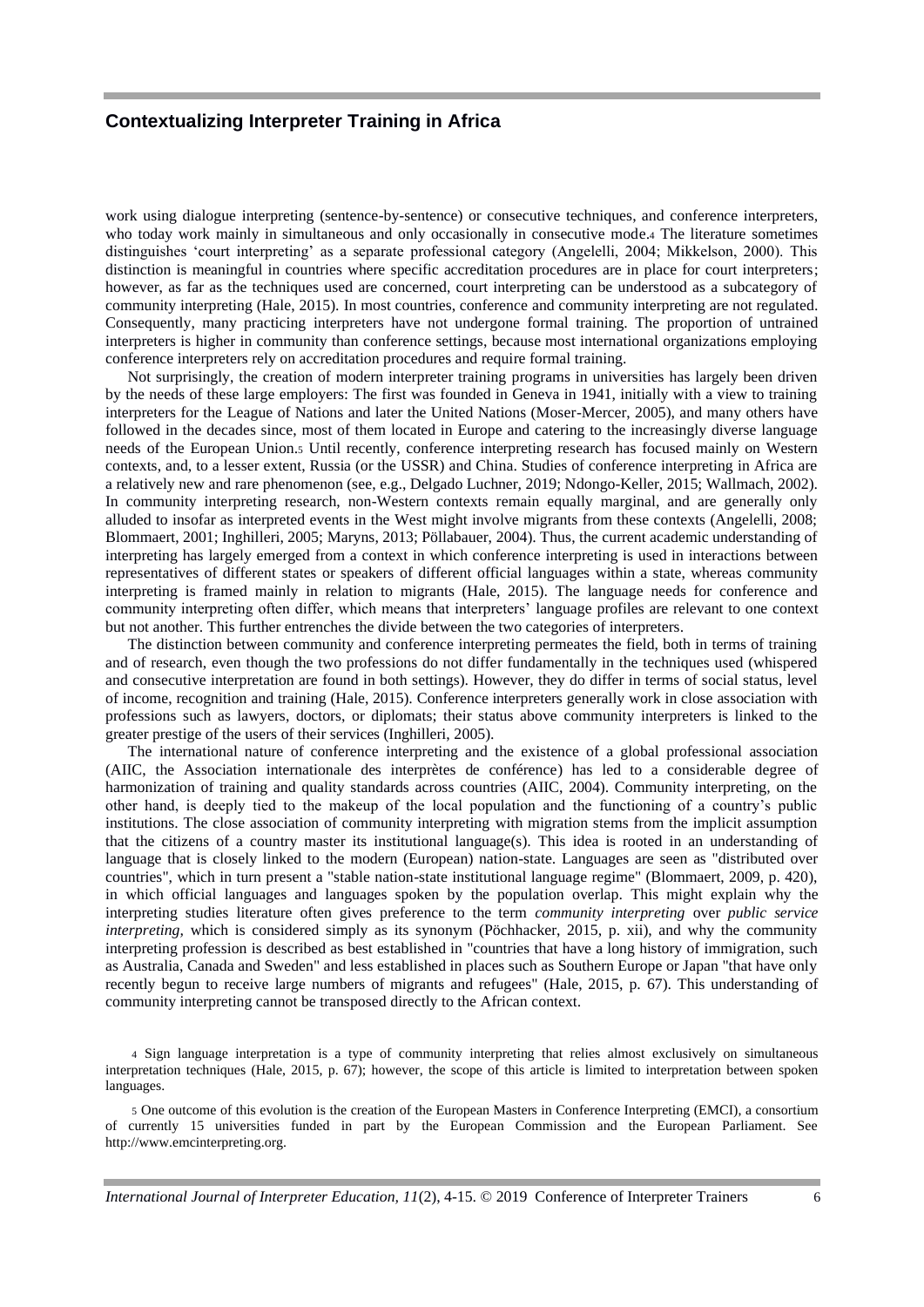work using dialogue interpreting (sentence-by-sentence) or consecutive techniques, and conference interpreters, who today work mainly in simultaneous and only occasionally in consecutive mode.[4] The literature sometimes distinguishes 'court interpreting' as a separate professional category (Angelelli, 2004; Mikkelson, 2000). This distinction is meaningful in countries where specific accreditation procedures are in place for court interpreters; however, as far as the techniques used are concerned, court interpreting can be understood as a subcategory of community interpreting (Hale, 2015). In most countries, conference and community interpreting are not regulated. Consequently, many practicing interpreters have not undergone formal training. The proportion of untrained interpreters is higher in community than conference settings, because most international organizations employing conference interpreters rely on accreditation procedures and require formal training.

Not surprisingly, the creation of modern interpreter training programs in universities has largely been driven by the needs of these large employers: The first was founded in Geneva in 1941, initially with a view to training interpreters for the League of Nations and later the United Nations (Moser-Mercer, 2005), and many others have followed in the decades since, most of them located in Europe and catering to the increasingly diverse language needs of the European Union.[5] Until recently, conference interpreting research has focused mainly on Western contexts, and, to a lesser extent, Russia (or the USSR) and China. Studies of conference interpreting in Africa are a relatively new and rare phenomenon (see, e.g., Delgado Luchner, 2019; Ndongo-Keller, 2015; Wallmach, 2002). In community interpreting research, non-Western contexts remain equally marginal, and are generally only alluded to insofar as interpreted events in the West might involve migrants from these contexts (Angelelli, 2008; Blommaert, 2001; Inghilleri, 2005; Maryns, 2013; Pöllabauer, 2004). Thus, the current academic understanding of interpreting has largely emerged from a context in which conference interpreting is used in interactions between representatives of different states or speakers of different official languages within a state, whereas community interpreting is framed mainly in relation to migrants (Hale, 2015). The language needs for conference and community interpreting often differ, which means that interpreters' language profiles are relevant to one context but not another. This further entrenches the divide between the two categories of interpreters.

The distinction between community and conference interpreting permeates the field, both in terms of training and of research, even though the two professions do not differ fundamentally in the techniques used (whispered and consecutive interpretation are found in both settings). However, they do differ in terms of social status, level of income, recognition and training (Hale, 2015). Conference interpreters generally work in close association with professions such as lawyers, doctors, or diplomats; their status above community interpreters is linked to the greater prestige of the users of their services (Inghilleri, 2005).

The international nature of conference interpreting and the existence of a global professional association (AIIC, the Association internationale des interprètes de conférence) has led to a considerable degree of harmonization of training and quality standards across countries (AIIC, 2004). Community interpreting, on the other hand, is deeply tied to the makeup of the local population and the functioning of a country's public institutions. The close association of community interpreting with migration stems from the implicit assumption that the citizens of a country master its institutional language(s). This idea is rooted in an understanding of language that is closely linked to the modern (European) nation-state. Languages are seen as "distributed over countries", which in turn present a "stable nation-state institutional language regime" (Blommaert, 2009, p. 420), in which official languages and languages spoken by the population overlap. This might explain why the interpreting studies literature often gives preference to the term *community interpreting* over *public service interpreting*, which is considered simply as its synonym (Pöchhacker, 2015, p. xii), and why the community interpreting profession is described as best established in "countries that have a long history of immigration, such as Australia, Canada and Sweden" and less established in places such as Southern Europe or Japan "that have only recently begun to receive large numbers of migrants and refugees" (Hale, 2015, p. 67). This understanding of community interpreting cannot be transposed directly to the African context.

[4] Sign language interpretation is a type of community interpreting that relies almost exclusively on simultaneous interpretation techniques (Hale, 2015, p. 67); however, the scope of this article is limited to interpretation between spoken languages.

[5] One outcome of this evolution is the creation of the European Masters in Conference Interpreting (EMCI), a consortium of currently 15 universities funded in part by the European Commission and the European Parliament. See http://www.emcinterpreting.org.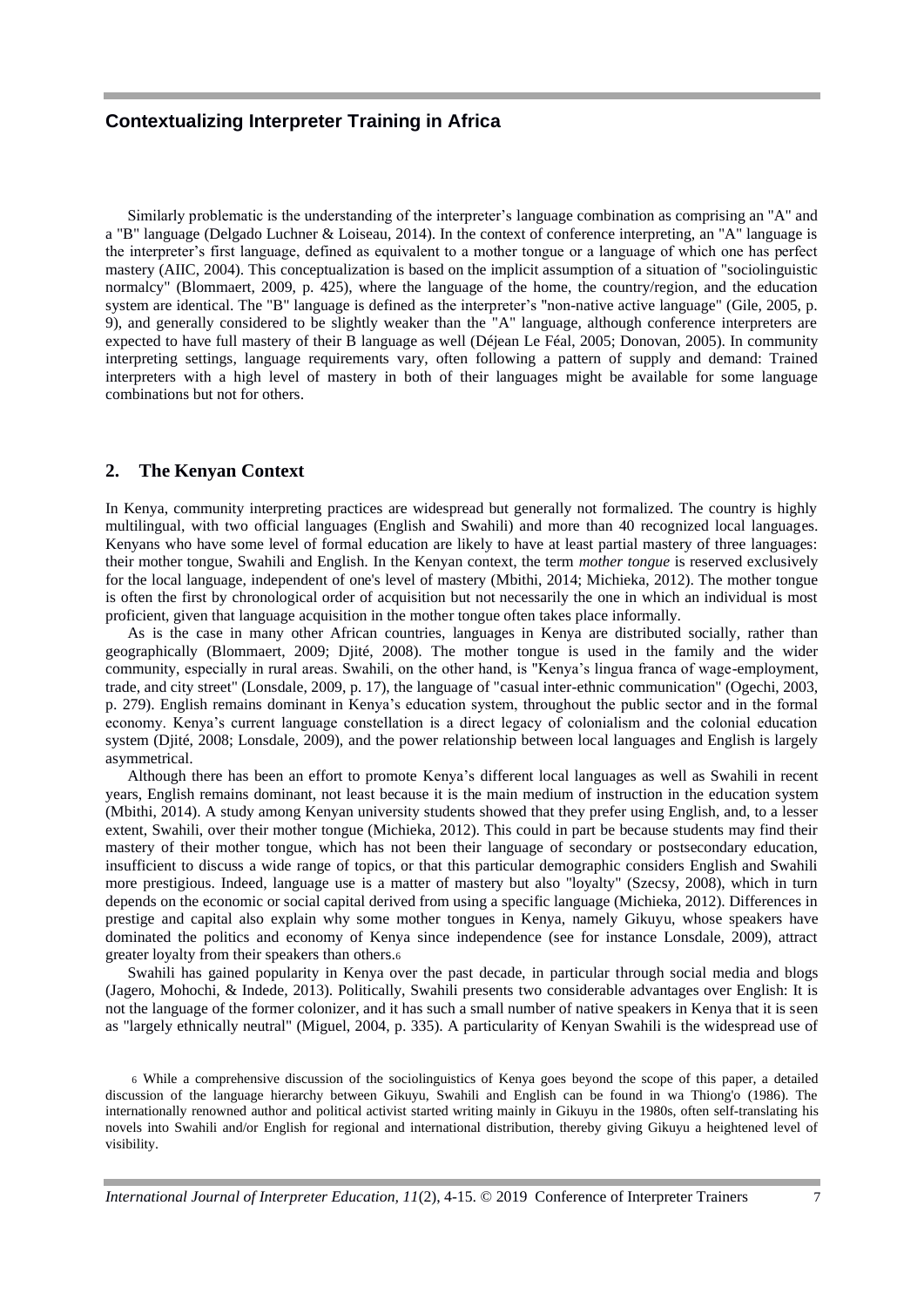Similarly problematic is the understanding of the interpreter's language combination as comprising an "A" and a "B" language (Delgado Luchner & Loiseau, 2014). In the context of conference interpreting, an "A" language is the interpreter's first language, defined as equivalent to a mother tongue or a language of which one has perfect mastery (AIIC, 2004). This conceptualization is based on the implicit assumption of a situation of "sociolinguistic normalcy" (Blommaert, 2009, p. 425), where the language of the home, the country/region, and the education system are identical. The "B" language is defined as the interpreter's "non-native active language" (Gile, 2005, p. 9), and generally considered to be slightly weaker than the "A" language, although conference interpreters are expected to have full mastery of their B language as well (Déjean Le Féal, 2005; Donovan, 2005). In community interpreting settings, language requirements vary, often following a pattern of supply and demand: Trained interpreters with a high level of mastery in both of their languages might be available for some language combinations but not for others.

## 2. The Kenyan Context

In Kenya, community interpreting practices are widespread but generally not formalized. The country is highly multilingual, with two official languages (English and Swahili) and more than 40 recognized local languages. Kenyans who have some level of formal education are likely to have at least partial mastery of three languages: their mother tongue, Swahili and English. In the Kenyan context, the term *mother tongue* is reserved exclusively for the local language, independent of one's level of mastery (Mbithi, 2014; Michieka, 2012). The mother tongue is often the first by chronological order of acquisition but not necessarily the one in which an individual is most proficient, given that language acquisition in the mother tongue often takes place informally.

As is the case in many other African countries, languages in Kenya are distributed socially, rather than geographically (Blommaert, 2009; Djité, 2008). The mother tongue is used in the family and the wider community, especially in rural areas. Swahili, on the other hand, is "Kenya's lingua franca of wage-employment, trade, and city street" (Lonsdale, 2009, p. 17), the language of "casual inter-ethnic communication" (Ogechi, 2003, p. 279). English remains dominant in Kenya's education system, throughout the public sector and in the formal economy. Kenya's current language constellation is a direct legacy of colonialism and the colonial education system (Djité, 2008; Lonsdale, 2009), and the power relationship between local languages and English is largely asymmetrical.

Although there has been an effort to promote Kenya's different local languages as well as Swahili in recent years, English remains dominant, not least because it is the main medium of instruction in the education system (Mbithi, 2014). A study among Kenyan university students showed that they prefer using English, and, to a lesser extent, Swahili, over their mother tongue (Michieka, 2012). This could in part be because students may find their mastery of their mother tongue, which has not been their language of secondary or postsecondary education, insufficient to discuss a wide range of topics, or that this particular demographic considers English and Swahili more prestigious. Indeed, language use is a matter of mastery but also "loyalty" (Szecsy, 2008), which in turn depends on the economic or social capital derived from using a specific language (Michieka, 2012). Differences in prestige and capital also explain why some mother tongues in Kenya, namely Gikuyu, whose speakers have dominated the politics and economy of Kenya since independence (see for instance Lonsdale, 2009), attract greater loyalty from their speakers than others.[6]

Swahili has gained popularity in Kenya over the past decade, in particular through social media and blogs (Jagero, Mohochi, & Indede, 2013). Politically, Swahili presents two considerable advantages over English: It is not the language of the former colonizer, and it has such a small number of native speakers in Kenya that it is seen as "largely ethnically neutral" (Miguel, 2004, p. 335). A particularity of Kenyan Swahili is the widespread use of

[6] While a comprehensive discussion of the sociolinguistics of Kenya goes beyond the scope of this paper, a detailed discussion of the language hierarchy between Gikuyu, Swahili and English can be found in wa Thiong'o (1986). The internationally renowned author and political activist started writing mainly in Gikuyu in the 1980s, often self-translating his novels into Swahili and/or English for regional and international distribution, thereby giving Gikuyu a heightened level of visibility.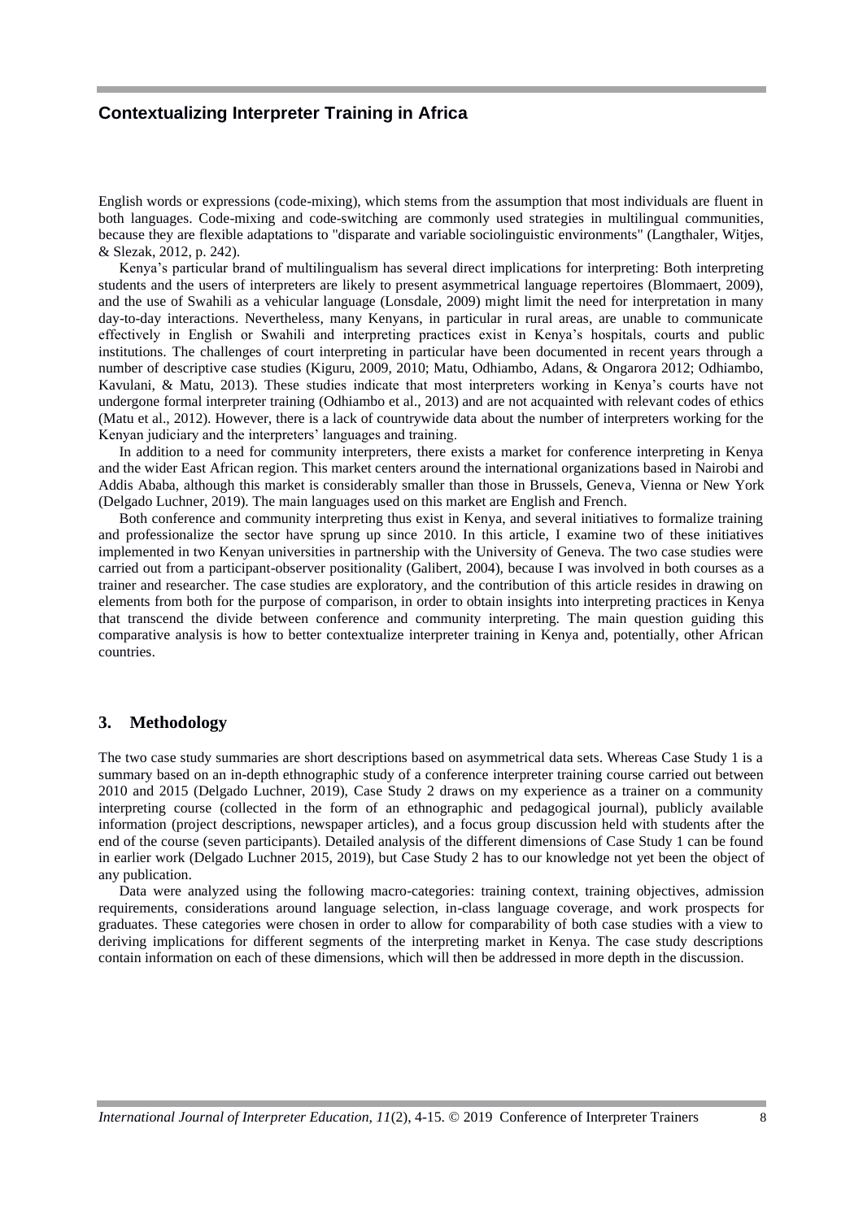English words or expressions (code-mixing), which stems from the assumption that most individuals are fluent in both languages. Code-mixing and code-switching are commonly used strategies in multilingual communities, because they are flexible adaptations to "disparate and variable sociolinguistic environments" (Langthaler, Witjes, & Slezak, 2012, p. 242).

Kenya's particular brand of multilingualism has several direct implications for interpreting: Both interpreting students and the users of interpreters are likely to present asymmetrical language repertoires (Blommaert, 2009), and the use of Swahili as a vehicular language (Lonsdale, 2009) might limit the need for interpretation in many day-to-day interactions. Nevertheless, many Kenyans, in particular in rural areas, are unable to communicate effectively in English or Swahili and interpreting practices exist in Kenya's hospitals, courts and public institutions. The challenges of court interpreting in particular have been documented in recent years through a number of descriptive case studies (Kiguru, 2009, 2010; Matu, Odhiambo, Adans, & Ongarora 2012; Odhiambo, Kavulani, & Matu, 2013). These studies indicate that most interpreters working in Kenya's courts have not undergone formal interpreter training (Odhiambo et al., 2013) and are not acquainted with relevant codes of ethics (Matu et al., 2012). However, there is a lack of countrywide data about the number of interpreters working for the Kenyan judiciary and the interpreters' languages and training.

In addition to a need for community interpreters, there exists a market for conference interpreting in Kenya and the wider East African region. This market centers around the international organizations based in Nairobi and Addis Ababa, although this market is considerably smaller than those in Brussels, Geneva, Vienna or New York (Delgado Luchner, 2019). The main languages used on this market are English and French.

Both conference and community interpreting thus exist in Kenya, and several initiatives to formalize training and professionalize the sector have sprung up since 2010. In this article, I examine two of these initiatives implemented in two Kenyan universities in partnership with the University of Geneva. The two case studies were carried out from a participant-observer positionality (Galibert, 2004), because I was involved in both courses as a trainer and researcher. The case studies are exploratory, and the contribution of this article resides in drawing on elements from both for the purpose of comparison, in order to obtain insights into interpreting practices in Kenya that transcend the divide between conference and community interpreting. The main question guiding this comparative analysis is how to better contextualize interpreter training in Kenya and, potentially, other African countries.

## 3. Methodology

The two case study summaries are short descriptions based on asymmetrical data sets. Whereas Case Study 1 is a summary based on an in-depth ethnographic study of a conference interpreter training course carried out between 2010 and 2015 (Delgado Luchner, 2019), Case Study 2 draws on my experience as a trainer on a community interpreting course (collected in the form of an ethnographic and pedagogical journal), publicly available information (project descriptions, newspaper articles), and a focus group discussion held with students after the end of the course (seven participants). Detailed analysis of the different dimensions of Case Study 1 can be found in earlier work (Delgado Luchner 2015, 2019), but Case Study 2 has to our knowledge not yet been the object of any publication.

Data were analyzed using the following macro-categories: training context, training objectives, admission requirements, considerations around language selection, in-class language coverage, and work prospects for graduates. These categories were chosen in order to allow for comparability of both case studies with a view to deriving implications for different segments of the interpreting market in Kenya. The case study descriptions contain information on each of these dimensions, which will then be addressed in more depth in the discussion.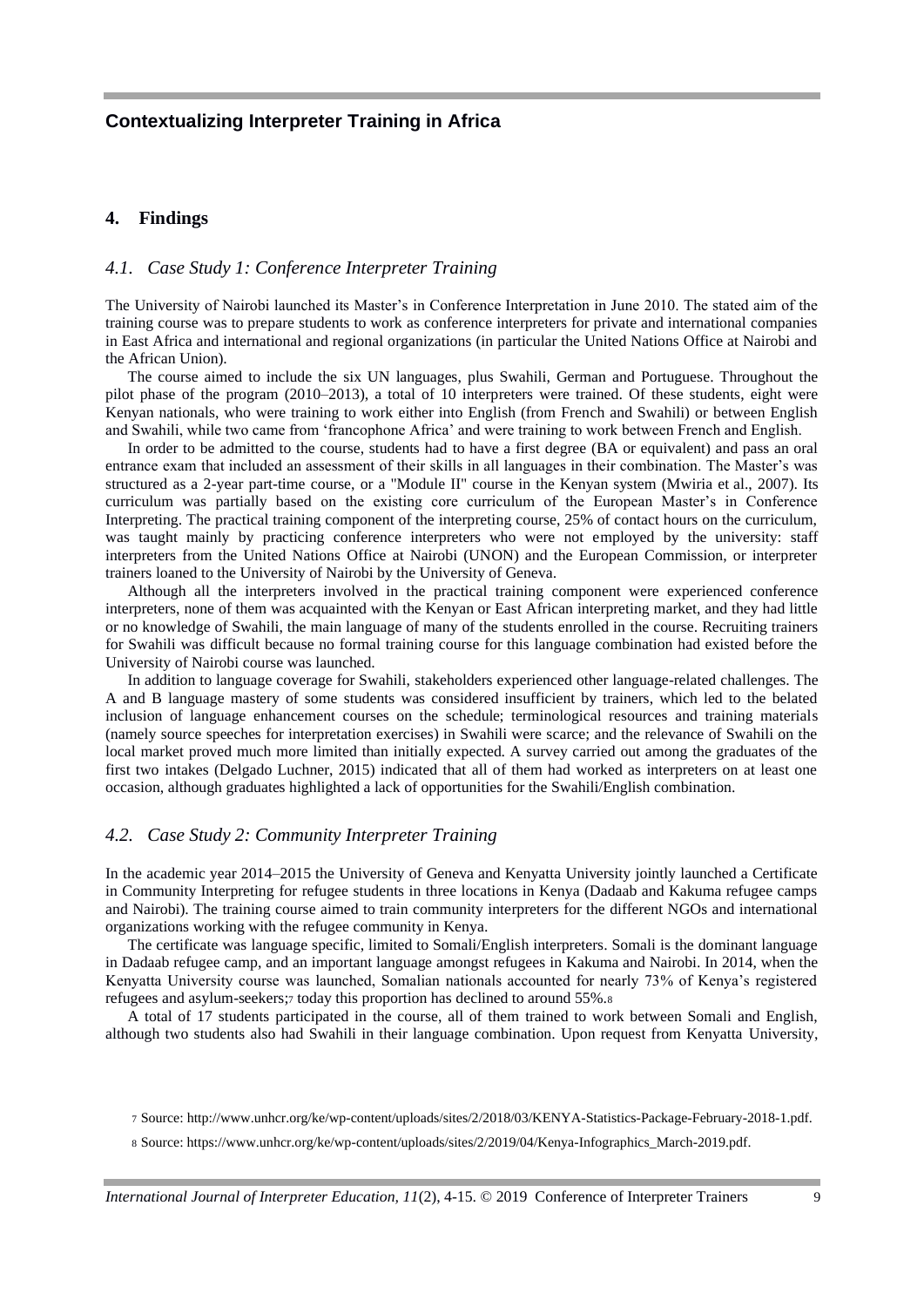## 4. Findings

### *4.1. Case Study 1: Conference Interpreter Training*

The University of Nairobi launched its Master's in Conference Interpretation in June 2010. The stated aim of the training course was to prepare students to work as conference interpreters for private and international companies in East Africa and international and regional organizations (in particular the United Nations Office at Nairobi and the African Union).

The course aimed to include the six UN languages, plus Swahili, German and Portuguese. Throughout the pilot phase of the program (2010–2013), a total of 10 interpreters were trained. Of these students, eight were Kenyan nationals, who were training to work either into English (from French and Swahili) or between English and Swahili, while two came from 'francophone Africa' and were training to work between French and English.

In order to be admitted to the course, students had to have a first degree (BA or equivalent) and pass an oral entrance exam that included an assessment of their skills in all languages in their combination. The Master's was structured as a 2-year part-time course, or a "Module II" course in the Kenyan system (Mwiria et al., 2007). Its curriculum was partially based on the existing core curriculum of the European Master's in Conference Interpreting. The practical training component of the interpreting course, 25% of contact hours on the curriculum, was taught mainly by practicing conference interpreters who were not employed by the university: staff interpreters from the United Nations Office at Nairobi (UNON) and the European Commission, or interpreter trainers loaned to the University of Nairobi by the University of Geneva.

Although all the interpreters involved in the practical training component were experienced conference interpreters, none of them was acquainted with the Kenyan or East African interpreting market, and they had little or no knowledge of Swahili, the main language of many of the students enrolled in the course. Recruiting trainers for Swahili was difficult because no formal training course for this language combination had existed before the University of Nairobi course was launched.

In addition to language coverage for Swahili, stakeholders experienced other language-related challenges. The A and B language mastery of some students was considered insufficient by trainers, which led to the belated inclusion of language enhancement courses on the schedule; terminological resources and training materials (namely source speeches for interpretation exercises) in Swahili were scarce; and the relevance of Swahili on the local market proved much more limited than initially expected. A survey carried out among the graduates of the first two intakes (Delgado Luchner, 2015) indicated that all of them had worked as interpreters on at least one occasion, although graduates highlighted a lack of opportunities for the Swahili/English combination.

### *4.2. Case Study 2: Community Interpreter Training*

In the academic year 2014–2015 the University of Geneva and Kenyatta University jointly launched a Certificate in Community Interpreting for refugee students in three locations in Kenya (Dadaab and Kakuma refugee camps and Nairobi). The training course aimed to train community interpreters for the different NGOs and international organizations working with the refugee community in Kenya.

The certificate was language specific, limited to Somali/English interpreters. Somali is the dominant language in Dadaab refugee camp, and an important language amongst refugees in Kakuma and Nairobi. In 2014, when the Kenyatta University course was launched, Somalian nationals accounted for nearly 73% of Kenya's registered refugees and asylum-seekers;[7] today this proportion has declined to around 55%.[8]

A total of 17 students participated in the course, all of them trained to work between Somali and English, although two students also had Swahili in their language combination. Upon request from Kenyatta University,

[7] Source: http://www.unhcr.org/ke/wp-content/uploads/sites/2/2018/03/KENYA-Statistics-Package-February-2018-1.pdf.

[8] Source: https://www.unhcr.org/ke/wp-content/uploads/sites/2/2019/04/Kenya-Infographics_March-2019.pdf.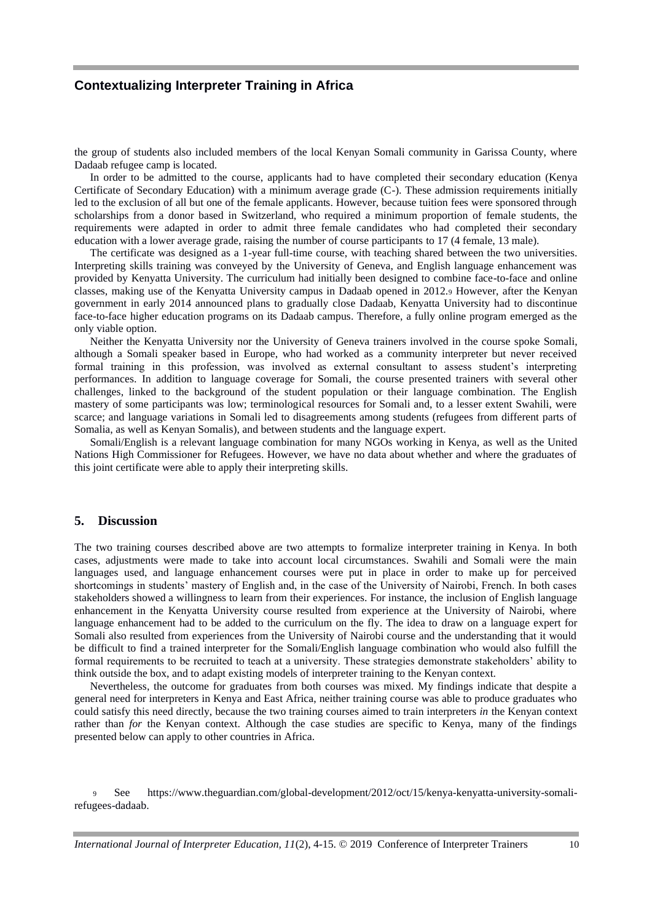the group of students also included members of the local Kenyan Somali community in Garissa County, where Dadaab refugee camp is located.

In order to be admitted to the course, applicants had to have completed their secondary education (Kenya Certificate of Secondary Education) with a minimum average grade (C-). These admission requirements initially led to the exclusion of all but one of the female applicants. However, because tuition fees were sponsored through scholarships from a donor based in Switzerland, who required a minimum proportion of female students, the requirements were adapted in order to admit three female candidates who had completed their secondary education with a lower average grade, raising the number of course participants to 17 (4 female, 13 male).

The certificate was designed as a 1-year full-time course, with teaching shared between the two universities. Interpreting skills training was conveyed by the University of Geneva, and English language enhancement was provided by Kenyatta University. The curriculum had initially been designed to combine face-to-face and online classes, making use of the Kenyatta University campus in Dadaab opened in 2012.[9] However, after the Kenyan government in early 2014 announced plans to gradually close Dadaab, Kenyatta University had to discontinue face-to-face higher education programs on its Dadaab campus. Therefore, a fully online program emerged as the only viable option.

Neither the Kenyatta University nor the University of Geneva trainers involved in the course spoke Somali, although a Somali speaker based in Europe, who had worked as a community interpreter but never received formal training in this profession, was involved as external consultant to assess student's interpreting performances. In addition to language coverage for Somali, the course presented trainers with several other challenges, linked to the background of the student population or their language combination. The English mastery of some participants was low; terminological resources for Somali and, to a lesser extent Swahili, were scarce; and language variations in Somali led to disagreements among students (refugees from different parts of Somalia, as well as Kenyan Somalis), and between students and the language expert.

Somali/English is a relevant language combination for many NGOs working in Kenya, as well as the United Nations High Commissioner for Refugees. However, we have no data about whether and where the graduates of this joint certificate were able to apply their interpreting skills.

## 5. Discussion

The two training courses described above are two attempts to formalize interpreter training in Kenya. In both cases, adjustments were made to take into account local circumstances. Swahili and Somali were the main languages used, and language enhancement courses were put in place in order to make up for perceived shortcomings in students' mastery of English and, in the case of the University of Nairobi, French. In both cases stakeholders showed a willingness to learn from their experiences. For instance, the inclusion of English language enhancement in the Kenyatta University course resulted from experience at the University of Nairobi, where language enhancement had to be added to the curriculum on the fly. The idea to draw on a language expert for Somali also resulted from experiences from the University of Nairobi course and the understanding that it would be difficult to find a trained interpreter for the Somali/English language combination who would also fulfill the formal requirements to be recruited to teach at a university. These strategies demonstrate stakeholders' ability to think outside the box, and to adapt existing models of interpreter training to the Kenyan context.

Nevertheless, the outcome for graduates from both courses was mixed. My findings indicate that despite a general need for interpreters in Kenya and East Africa, neither training course was able to produce graduates who could satisfy this need directly, because the two training courses aimed to train interpreters *in* the Kenyan context rather than *for* the Kenyan context. Although the case studies are specific to Kenya, many of the findings presented below can apply to other countries in Africa.

[9] See https://www.theguardian.com/global-development/2012/oct/15/kenya-kenyatta-university-somali-refugees-dadaab.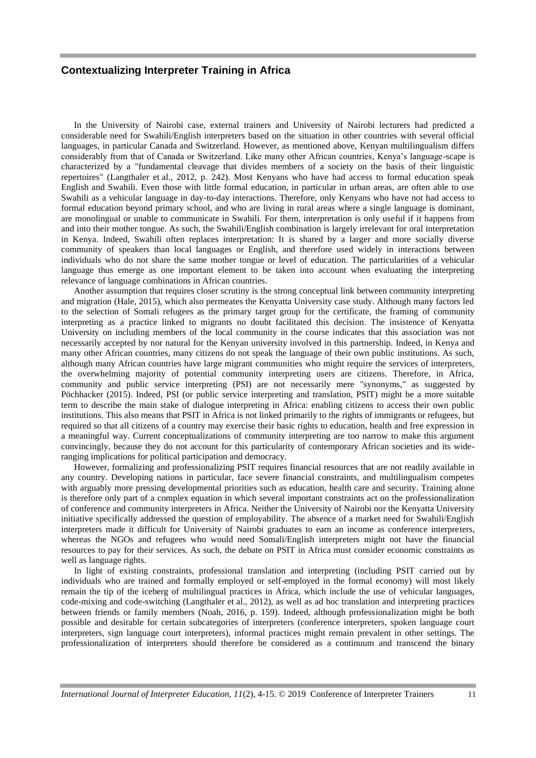In the University of Nairobi case, external trainers and University of Nairobi lecturers had predicted a considerable need for Swahili/English interpreters based on the situation in other countries with several official languages, in particular Canada and Switzerland. However, as mentioned above, Kenyan multilingualism differs considerably from that of Canada or Switzerland. Like many other African countries, Kenya's language-scape is characterized by a "fundamental cleavage that divides members of a society on the basis of their linguistic repertoires" (Langthaler et al., 2012, p. 242). Most Kenyans who have had access to formal education speak English and Swahili. Even those with little formal education, in particular in urban areas, are often able to use Swahili as a vehicular language in day-to-day interactions. Therefore, only Kenyans who have not had access to formal education beyond primary school, and who are living in rural areas where a single language is dominant, are monolingual or unable to communicate in Swahili. For them, interpretation is only useful if it happens from and into their mother tongue. As such, the Swahili/English combination is largely irrelevant for oral interpretation in Kenya. Indeed, Swahili often replaces interpretation: It is shared by a larger and more socially diverse community of speakers than local languages or English, and therefore used widely in interactions between individuals who do not share the same mother tongue or level of education. The particularities of a vehicular language thus emerge as one important element to be taken into account when evaluating the interpreting relevance of language combinations in African countries.

Another assumption that requires closer scrutiny is the strong conceptual link between community interpreting and migration (Hale, 2015), which also permeates the Kenyatta University case study. Although many factors led to the selection of Somali refugees as the primary target group for the certificate, the framing of community interpreting as a practice linked to migrants no doubt facilitated this decision. The insistence of Kenyatta University on including members of the local community in the course indicates that this association was not necessarily accepted by nor natural for the Kenyan university involved in this partnership. Indeed, in Kenya and many other African countries, many citizens do not speak the language of their own public institutions. As such, although many African countries have large migrant communities who might require the services of interpreters, the overwhelming majority of potential community interpreting users are citizens. Therefore, in Africa, community and public service interpreting (PSI) are not necessarily mere "synonyms," as suggested by Pöchhacker (2015). Indeed, PSI (or public service interpreting and translation, PSIT) might be a more suitable term to describe the main stake of dialogue interpreting in Africa: enabling citizens to access their own public institutions. This also means that PSIT in Africa is not linked primarily to the rights of immigrants or refugees, but required so that all citizens of a country may exercise their basic rights to education, health and free expression in a meaningful way. Current conceptualizations of community interpreting are too narrow to make this argument convincingly, because they do not account for this particularity of contemporary African societies and its wide-ranging implications for political participation and democracy.

However, formalizing and professionalizing PSIT requires financial resources that are not readily available in any country. Developing nations in particular, face severe financial constraints, and multilingualism competes with arguably more pressing developmental priorities such as education, health care and security. Training alone is therefore only part of a complex equation in which several important constraints act on the professionalization of conference and community interpreters in Africa. Neither the University of Nairobi nor the Kenyatta University initiative specifically addressed the question of employability. The absence of a market need for Swahili/English interpreters made it difficult for University of Nairobi graduates to earn an income as conference interpreters, whereas the NGOs and refugees who would need Somali/English interpreters might not have the financial resources to pay for their services. As such, the debate on PSIT in Africa must consider economic constraints as well as language rights.

In light of existing constraints, professional translation and interpreting (including PSIT carried out by individuals who are trained and formally employed or self-employed in the formal economy) will most likely remain the tip of the iceberg of multilingual practices in Africa, which include the use of vehicular languages, code-mixing and code-switching (Langthaler et al., 2012), as well as ad hoc translation and interpreting practices between friends or family members (Noah, 2016, p. 159). Indeed, although professionalization might be both possible and desirable for certain subcategories of interpreters (conference interpreters, spoken language court interpreters, sign language court interpreters), informal practices might remain prevalent in other settings. The professionalization of interpreters should therefore be considered as a continuum and transcend the binary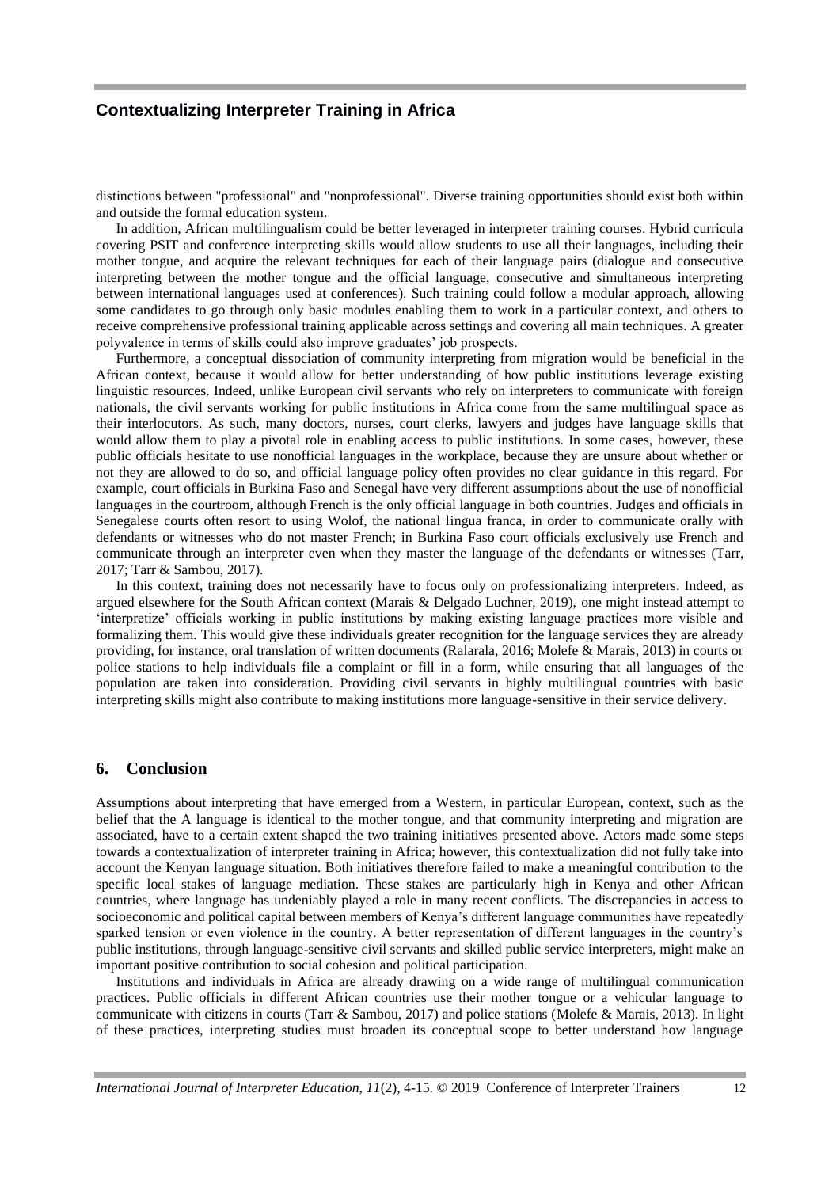distinctions between "professional" and "nonprofessional". Diverse training opportunities should exist both within and outside the formal education system.

In addition, African multilingualism could be better leveraged in interpreter training courses. Hybrid curricula covering PSIT and conference interpreting skills would allow students to use all their languages, including their mother tongue, and acquire the relevant techniques for each of their language pairs (dialogue and consecutive interpreting between the mother tongue and the official language, consecutive and simultaneous interpreting between international languages used at conferences). Such training could follow a modular approach, allowing some candidates to go through only basic modules enabling them to work in a particular context, and others to receive comprehensive professional training applicable across settings and covering all main techniques. A greater polyvalence in terms of skills could also improve graduates' job prospects.

Furthermore, a conceptual dissociation of community interpreting from migration would be beneficial in the African context, because it would allow for better understanding of how public institutions leverage existing linguistic resources. Indeed, unlike European civil servants who rely on interpreters to communicate with foreign nationals, the civil servants working for public institutions in Africa come from the same multilingual space as their interlocutors. As such, many doctors, nurses, court clerks, lawyers and judges have language skills that would allow them to play a pivotal role in enabling access to public institutions. In some cases, however, these public officials hesitate to use nonofficial languages in the workplace, because they are unsure about whether or not they are allowed to do so, and official language policy often provides no clear guidance in this regard. For example, court officials in Burkina Faso and Senegal have very different assumptions about the use of nonofficial languages in the courtroom, although French is the only official language in both countries. Judges and officials in Senegalese courts often resort to using Wolof, the national lingua franca, in order to communicate orally with defendants or witnesses who do not master French; in Burkina Faso court officials exclusively use French and communicate through an interpreter even when they master the language of the defendants or witnesses (Tarr, 2017; Tarr & Sambou, 2017).

In this context, training does not necessarily have to focus only on professionalizing interpreters. Indeed, as argued elsewhere for the South African context (Marais & Delgado Luchner, 2019), one might instead attempt to 'interpretize' officials working in public institutions by making existing language practices more visible and formalizing them. This would give these individuals greater recognition for the language services they are already providing, for instance, oral translation of written documents (Ralarala, 2016; Molefe & Marais, 2013) in courts or police stations to help individuals file a complaint or fill in a form, while ensuring that all languages of the population are taken into consideration. Providing civil servants in highly multilingual countries with basic interpreting skills might also contribute to making institutions more language-sensitive in their service delivery.

## 6. Conclusion

Assumptions about interpreting that have emerged from a Western, in particular European, context, such as the belief that the A language is identical to the mother tongue, and that community interpreting and migration are associated, have to a certain extent shaped the two training initiatives presented above. Actors made some steps towards a contextualization of interpreter training in Africa; however, this contextualization did not fully take into account the Kenyan language situation. Both initiatives therefore failed to make a meaningful contribution to the specific local stakes of language mediation. These stakes are particularly high in Kenya and other African countries, where language has undeniably played a role in many recent conflicts. The discrepancies in access to socioeconomic and political capital between members of Kenya's different language communities have repeatedly sparked tension or even violence in the country. A better representation of different languages in the country's public institutions, through language-sensitive civil servants and skilled public service interpreters, might make an important positive contribution to social cohesion and political participation.

Institutions and individuals in Africa are already drawing on a wide range of multilingual communication practices. Public officials in different African countries use their mother tongue or a vehicular language to communicate with citizens in courts (Tarr & Sambou, 2017) and police stations (Molefe & Marais, 2013). In light of these practices, interpreting studies must broaden its conceptual scope to better understand how language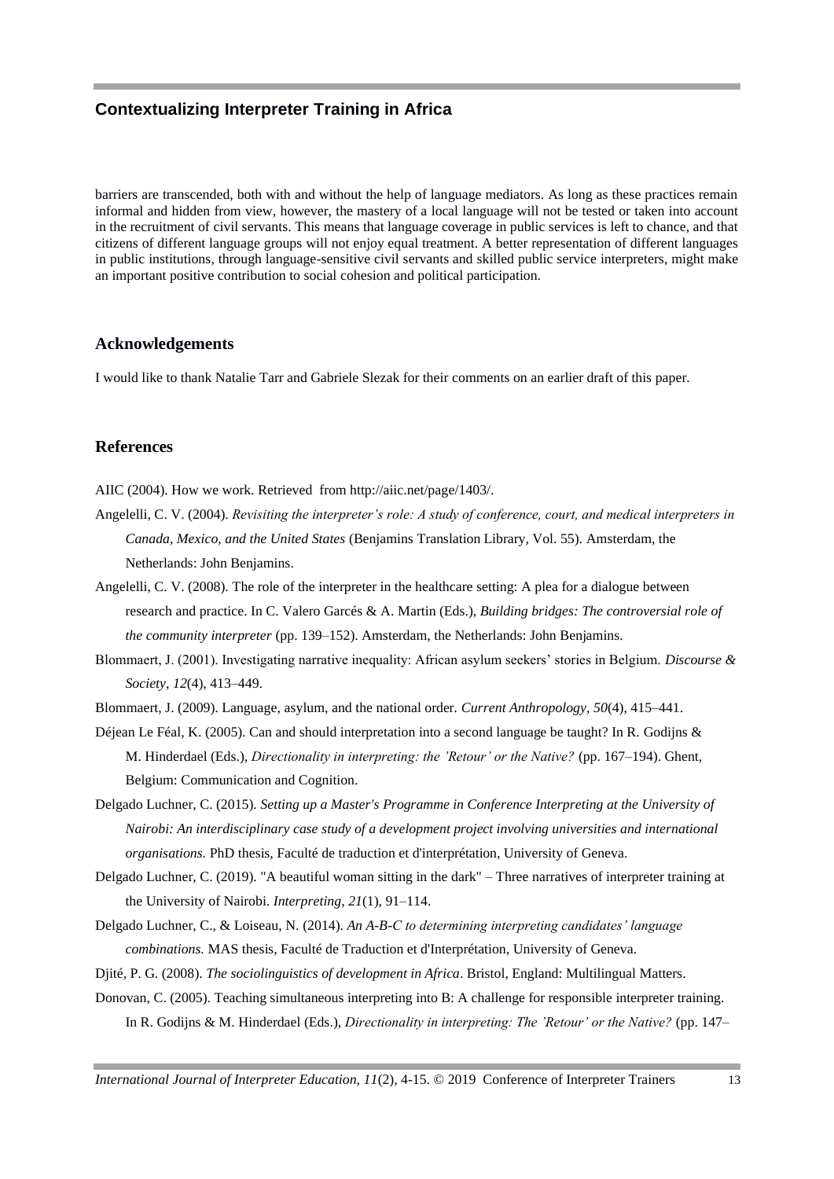barriers are transcended, both with and without the help of language mediators. As long as these practices remain informal and hidden from view, however, the mastery of a local language will not be tested or taken into account in the recruitment of civil servants. This means that language coverage in public services is left to chance, and that citizens of different language groups will not enjoy equal treatment. A better representation of different languages in public institutions, through language-sensitive civil servants and skilled public service interpreters, might make an important positive contribution to social cohesion and political participation.

## Acknowledgements

I would like to thank Natalie Tarr and Gabriele Slezak for their comments on an earlier draft of this paper.

## References

AIIC (2004). How we work. Retrieved from http://aiic.net/page/1403/.

Angelelli, C. V. (2004). *Revisiting the interpreter's role: A study of conference, court, and medical interpreters in Canada, Mexico, and the United States* (Benjamins Translation Library, Vol. 55). Amsterdam, the Netherlands: John Benjamins.

Angelelli, C. V. (2008). The role of the interpreter in the healthcare setting: A plea for a dialogue between research and practice. In C. Valero Garcés & A. Martin (Eds.), *Building bridges: The controversial role of the community interpreter* (pp. 139–152). Amsterdam, the Netherlands: John Benjamins.

Blommaert, J. (2001). Investigating narrative inequality: African asylum seekers' stories in Belgium. *Discourse & Society*, *12*(4), 413–449.

Blommaert, J. (2009). Language, asylum, and the national order. *Current Anthropology*, *50*(4), 415–441.

Déjean Le Féal, K. (2005). Can and should interpretation into a second language be taught? In R. Godijns & M. Hinderdael (Eds.), *Directionality in interpreting: the 'Retour' or the Native?* (pp. 167–194). Ghent, Belgium: Communication and Cognition.

Delgado Luchner, C. (2015). *Setting up a Master's Programme in Conference Interpreting at the University of Nairobi: An interdisciplinary case study of a development project involving universities and international organisations.* PhD thesis, Faculté de traduction et d'interprétation, University of Geneva.

Delgado Luchner, C. (2019). "A beautiful woman sitting in the dark" – Three narratives of interpreter training at the University of Nairobi. *Interpreting*, *21*(1), 91–114.

Delgado Luchner, C., & Loiseau, N. (2014). *An A-B-C to determining interpreting candidates' language combinations.* MAS thesis, Faculté de Traduction et d'Interprétation, University of Geneva.

Djité, P. G. (2008). *The sociolinguistics of development in Africa*. Bristol, England: Multilingual Matters.

Donovan, C. (2005). Teaching simultaneous interpreting into B: A challenge for responsible interpreter training. In R. Godijns & M. Hinderdael (Eds.), *Directionality in interpreting: The 'Retour' or the Native?* (pp. 147–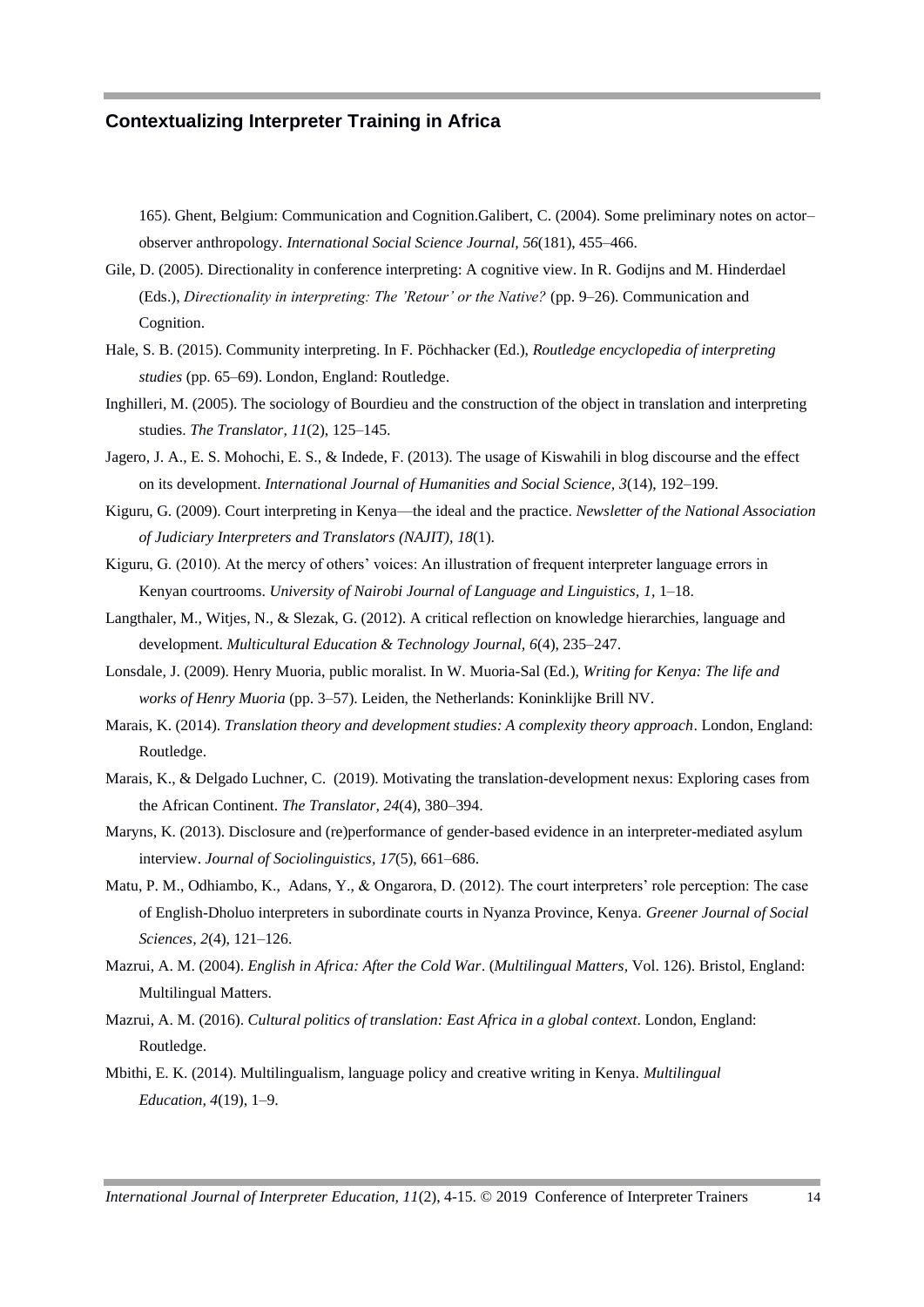165). Ghent, Belgium: Communication and Cognition.Galibert, C. (2004). Some preliminary notes on actor–observer anthropology. *International Social Science Journal, 56*(181), 455–466.

Gile, D. (2005). Directionality in conference interpreting: A cognitive view. In R. Godijns and M. Hinderdael (Eds.), *Directionality in interpreting: The 'Retour' or the Native?* (pp. 9–26). Communication and Cognition.

Hale, S. B. (2015). Community interpreting. In F. Pöchhacker (Ed.), *Routledge encyclopedia of interpreting studies* (pp. 65–69). London, England: Routledge.

Inghilleri, M. (2005). The sociology of Bourdieu and the construction of the object in translation and interpreting studies. *The Translator, 11*(2), 125–145.

Jagero, J. A., E. S. Mohochi, E. S., & Indede, F. (2013). The usage of Kiswahili in blog discourse and the effect on its development. *International Journal of Humanities and Social Science, 3*(14), 192–199.

Kiguru, G. (2009). Court interpreting in Kenya—the ideal and the practice. *Newsletter of the National Association of Judiciary Interpreters and Translators (NAJIT), 18*(1).

Kiguru, G. (2010). At the mercy of others' voices: An illustration of frequent interpreter language errors in Kenyan courtrooms. *University of Nairobi Journal of Language and Linguistics, 1*, 1–18.

Langthaler, M., Witjes, N., & Slezak, G. (2012). A critical reflection on knowledge hierarchies, language and development. *Multicultural Education & Technology Journal, 6*(4), 235–247.

Lonsdale, J. (2009). Henry Muoria, public moralist. In W. Muoria-Sal (Ed.), *Writing for Kenya: The life and works of Henry Muoria* (pp. 3–57). Leiden, the Netherlands: Koninklijke Brill NV.

Marais, K. (2014). *Translation theory and development studies: A complexity theory approach*. London, England: Routledge.

Marais, K., & Delgado Luchner, C. (2019). Motivating the translation-development nexus: Exploring cases from the African Continent. *The Translator, 24*(4), 380–394.

Maryns, K. (2013). Disclosure and (re)performance of gender-based evidence in an interpreter-mediated asylum interview. *Journal of Sociolinguistics, 17*(5), 661–686.

Matu, P. M., Odhiambo, K., Adans, Y., & Ongarora, D. (2012). The court interpreters' role perception: The case of English-Dholuo interpreters in subordinate courts in Nyanza Province, Kenya. *Greener Journal of Social Sciences, 2*(4), 121–126.

Mazrui, A. M. (2004). *English in Africa: After the Cold War*. (*Multilingual Matters,* Vol. 126). Bristol, England: Multilingual Matters.

Mazrui, A. M. (2016). *Cultural politics of translation: East Africa in a global context*. London, England: Routledge.

Mbithi, E. K. (2014). Multilingualism, language policy and creative writing in Kenya. *Multilingual Education, 4*(19), 1–9.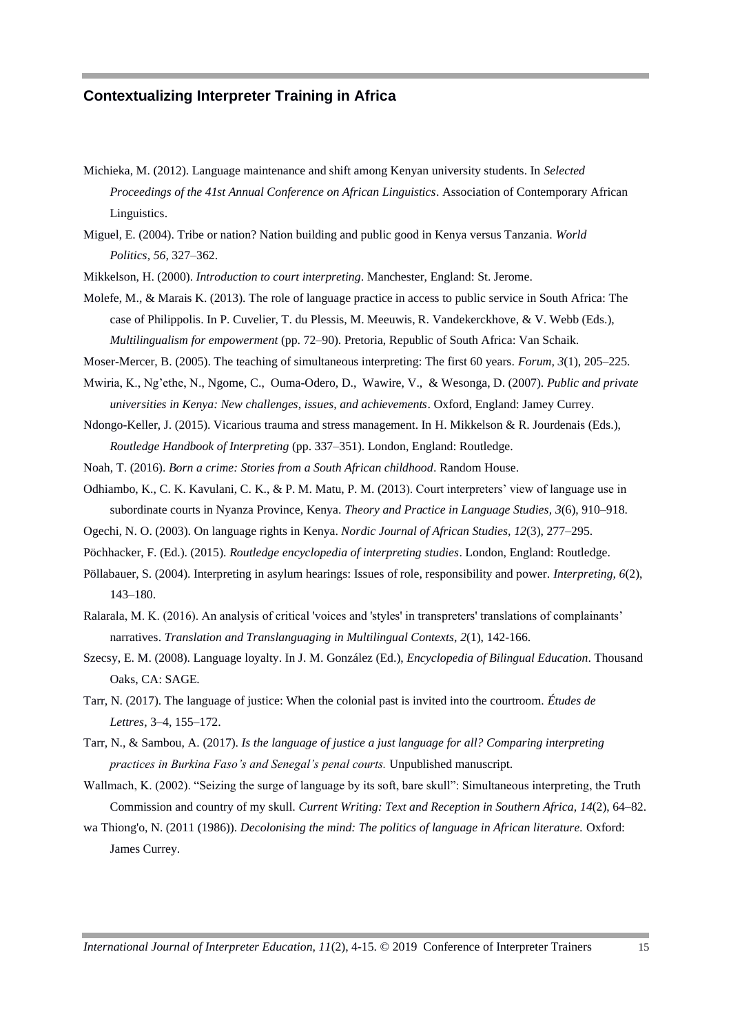Michieka, M. (2012). Language maintenance and shift among Kenyan university students. In *Selected Proceedings of the 41st Annual Conference on African Linguistics*. Association of Contemporary African Linguistics.

Miguel, E. (2004). Tribe or nation? Nation building and public good in Kenya versus Tanzania. *World Politics, 56,* 327–362.

Mikkelson, H. (2000). *Introduction to court interpreting*. Manchester, England: St. Jerome.

Molefe, M., & Marais K. (2013). The role of language practice in access to public service in South Africa: The case of Philippolis. In P. Cuvelier, T. du Plessis, M. Meeuwis, R. Vandekerckhove, & V. Webb (Eds.), *Multilingualism for empowerment* (pp. 72–90). Pretoria, Republic of South Africa: Van Schaik.

Moser-Mercer, B. (2005). The teaching of simultaneous interpreting: The first 60 years. *Forum, 3*(1), 205–225.

Mwiria, K., Ng'ethe, N., Ngome, C., Ouma-Odero, D., Wawire, V., & Wesonga, D. (2007). *Public and private universities in Kenya: New challenges, issues, and achievements*. Oxford, England: Jamey Currey.

Ndongo-Keller, J. (2015). Vicarious trauma and stress management. In H. Mikkelson & R. Jourdenais (Eds.), *Routledge Handbook of Interpreting* (pp. 337–351). London, England: Routledge.

Noah, T. (2016). *Born a crime: Stories from a South African childhood*. Random House.

Odhiambo, K., C. K. Kavulani, C. K., & P. M. Matu, P. M. (2013). Court interpreters' view of language use in subordinate courts in Nyanza Province, Kenya. *Theory and Practice in Language Studies, 3*(6), 910–918.

Ogechi, N. O. (2003). On language rights in Kenya. *Nordic Journal of African Studies*, *12*(3), 277–295.

Pöchhacker, F. (Ed.). (2015). *Routledge encyclopedia of interpreting studies*. London, England: Routledge.

Pöllabauer, S. (2004). Interpreting in asylum hearings: Issues of role, responsibility and power. *Interpreting, 6*(2), 143–180.

Ralarala, M. K. (2016). An analysis of critical 'voices and 'styles' in transpreters' translations of complainants' narratives. *Translation and Translanguaging in Multilingual Contexts, 2*(1), 142-166.

Szecsy, E. M. (2008). Language loyalty. In J. M. González (Ed.), *Encyclopedia of Bilingual Education*. Thousand Oaks, CA: SAGE.

Tarr, N. (2017). The language of justice: When the colonial past is invited into the courtroom. *Études de Lettres*, 3–4, 155–172.

Tarr, N., & Sambou, A. (2017). *Is the language of justice a just language for all? Comparing interpreting practices in Burkina Faso's and Senegal's penal courts.* Unpublished manuscript.

Wallmach, K. (2002). "Seizing the surge of language by its soft, bare skull": Simultaneous interpreting, the Truth Commission and country of my skull. *Current Writing: Text and Reception in Southern Africa, 14*(2), 64–82.

wa Thiong'o, N. (2011 (1986)). *Decolonising the mind: The politics of language in African literature.* Oxford: James Currey.